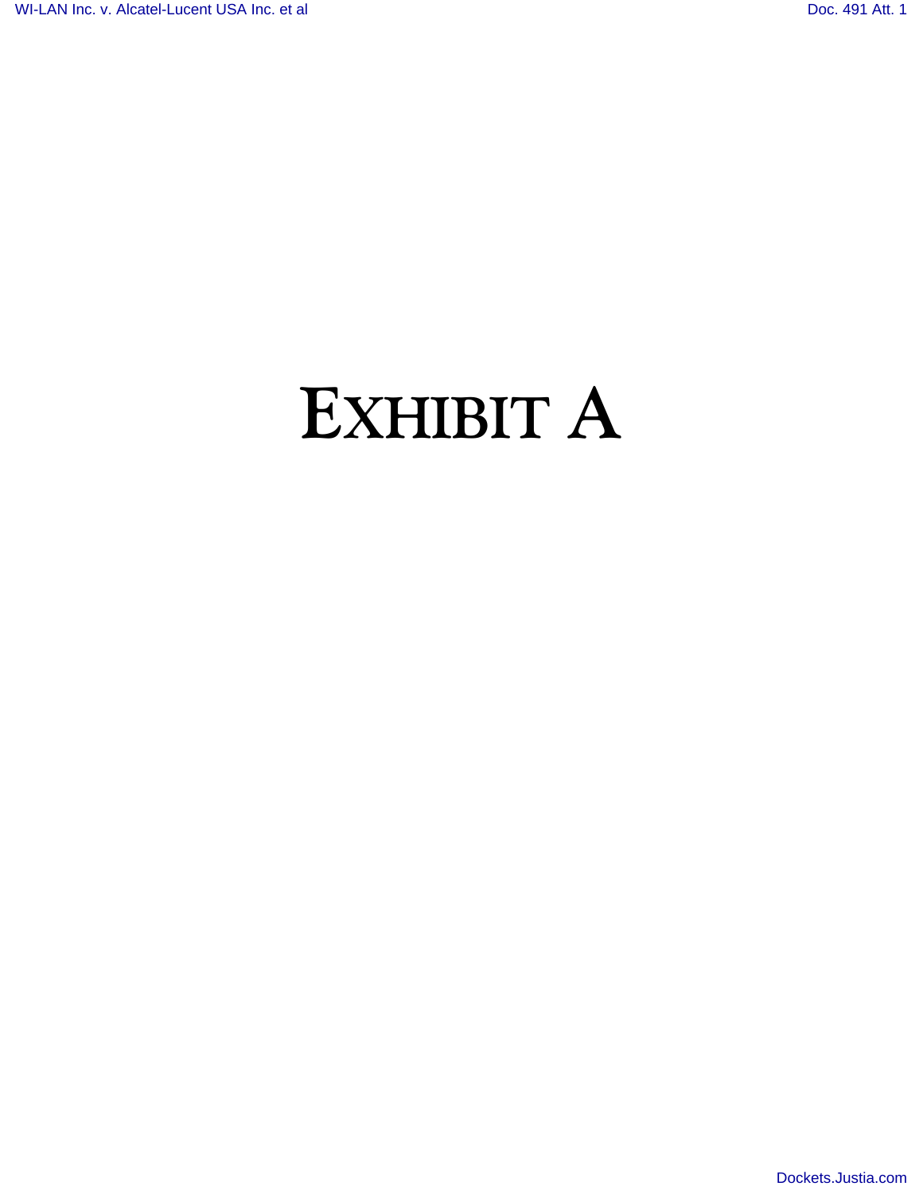# EXHIBIT A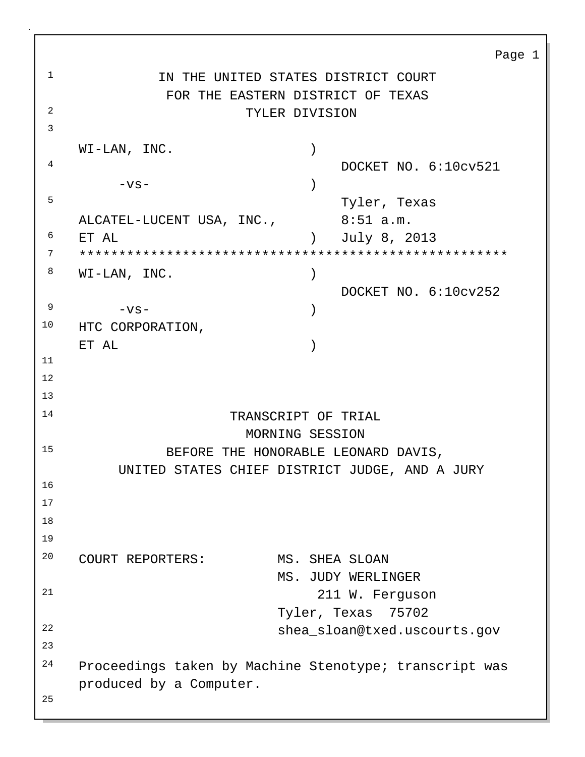IN THE UNITED STATES DISTRICT COURT
FOR THE EASTERN DISTRICT OF TEXAS
TYLER DIVISION

WI-LAN, INC. )
DOCKET NO. 6:10cv521
-vs- )
Tyler, Texas
ALCATEL-LUCENT USA, INC., 8:51 a.m.
ET AL ) July 8, 2013

*****************************************************

WI-LAN, INC. )
DOCKET NO. 6:10cv252
-vs- )
HTC CORPORATION,
ET AL )

TRANSCRIPT OF TRIAL
MORNING SESSION
BEFORE THE HONORABLE LEONARD DAVIS,
UNITED STATES CHIEF DISTRICT JUDGE, AND A JURY

COURT REPORTERS: MS. SHEA SLOAN
MS. JUDY WERLINGER
211 W. Ferguson
Tyler, Texas 75702
shea_sloan@txed.uscourts.gov

Proceedings taken by Machine Stenotype; transcript was produced by a Computer.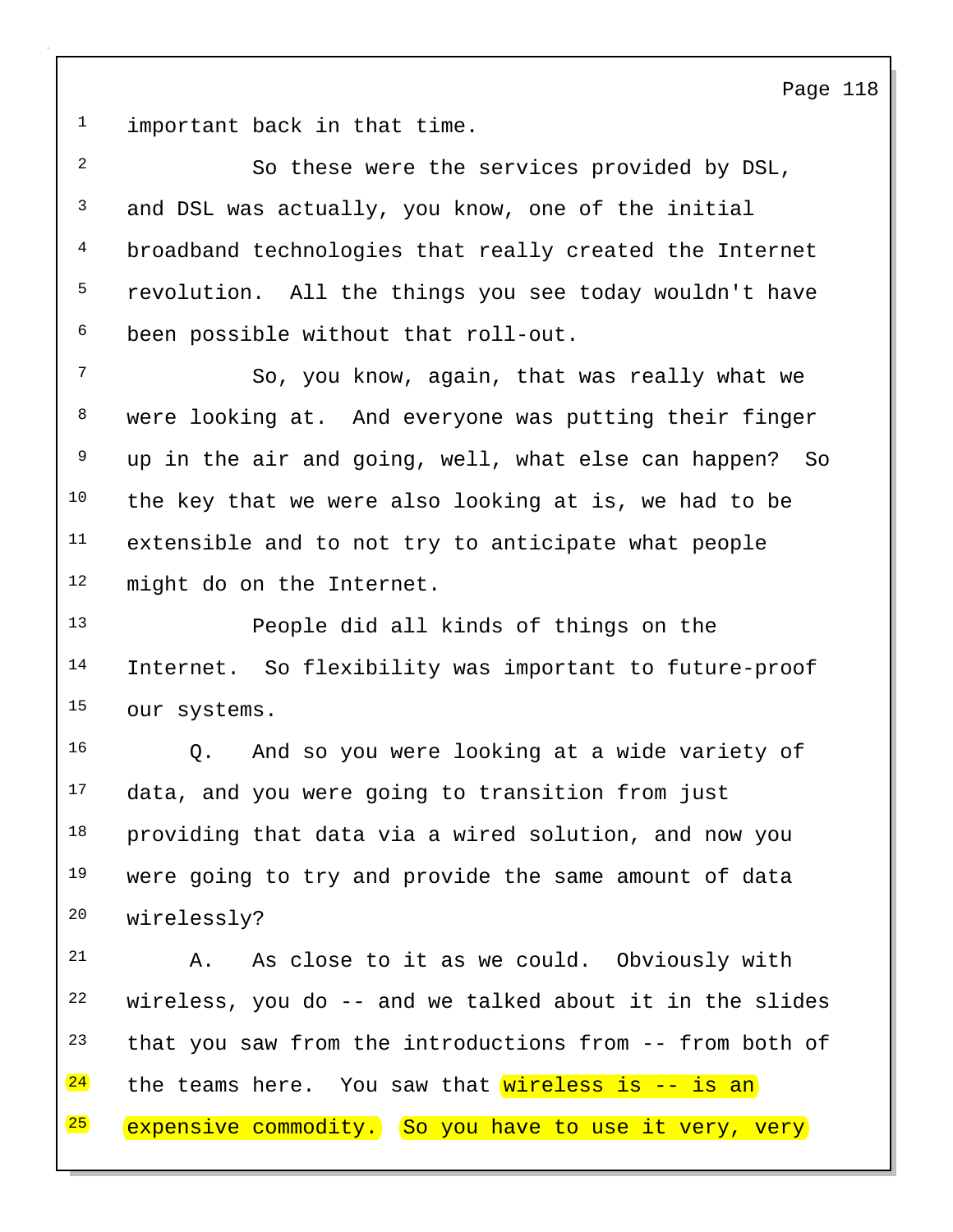1 important back in that time.

2 So these were the services provided by DSL,

3 and DSL was actually, you know, one of the initial

4 broadband technologies that really created the Internet

5 revolution. All the things you see today wouldn't have

6 been possible without that roll-out.

7 So, you know, again, that was really what we

8 were looking at. And everyone was putting their finger

9 up in the air and going, well, what else can happen? So

10 the key that we were also looking at is, we had to be

11 extensible and to not try to anticipate what people

12 might do on the Internet.

13 People did all kinds of things on the

14 Internet. So flexibility was important to future-proof

15 our systems.

16 Q. And so you were looking at a wide variety of

17 data, and you were going to transition from just

18 providing that data via a wired solution, and now you

19 were going to try and provide the same amount of data

20 wirelessly?

21 A. As close to it as we could. Obviously with

22 wireless, you do -- and we talked about it in the slides

23 that you saw from the introductions from -- from both of

24 the teams here. You saw that wireless is -- is an

25 expensive commodity. So you have to use it very, very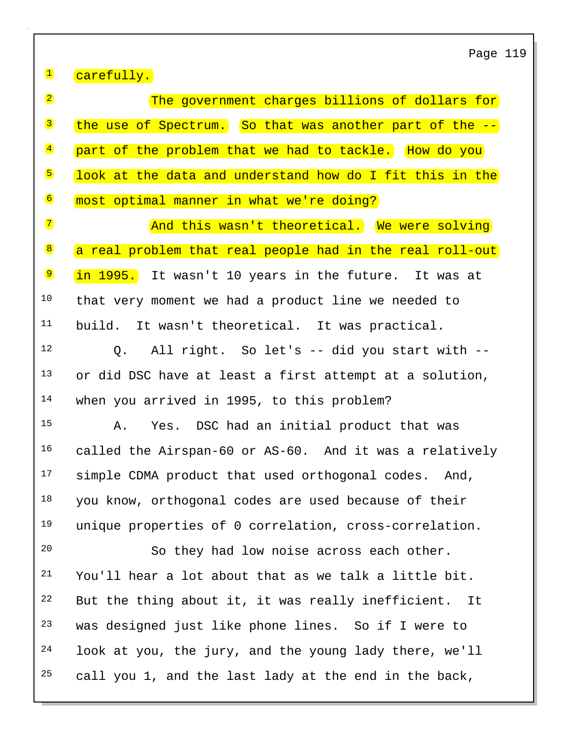1 carefully.

2 The government charges billions of dollars for

3 the use of Spectrum. So that was another part of the --

4 part of the problem that we had to tackle. How do you

5 look at the data and understand how do I fit this in the

6 most optimal manner in what we're doing?

7 And this wasn't theoretical. We were solving

8 a real problem that real people had in the real roll-out

9 in 1995. It wasn't 10 years in the future. It was at

10 that very moment we had a product line we needed to

11 build. It wasn't theoretical. It was practical.

12 Q. All right. So let's -- did you start with --

13 or did DSC have at least a first attempt at a solution,

14 when you arrived in 1995, to this problem?

15 A. Yes. DSC had an initial product that was

16 called the Airspan-60 or AS-60. And it was a relatively

17 simple CDMA product that used orthogonal codes. And,

18 you know, orthogonal codes are used because of their

19 unique properties of 0 correlation, cross-correlation.

20 So they had low noise across each other.

21 You'll hear a lot about that as we talk a little bit.

22 But the thing about it, it was really inefficient. It

23 was designed just like phone lines. So if I were to

24 look at you, the jury, and the young lady there, we'll

25 call you 1, and the last lady at the end in the back,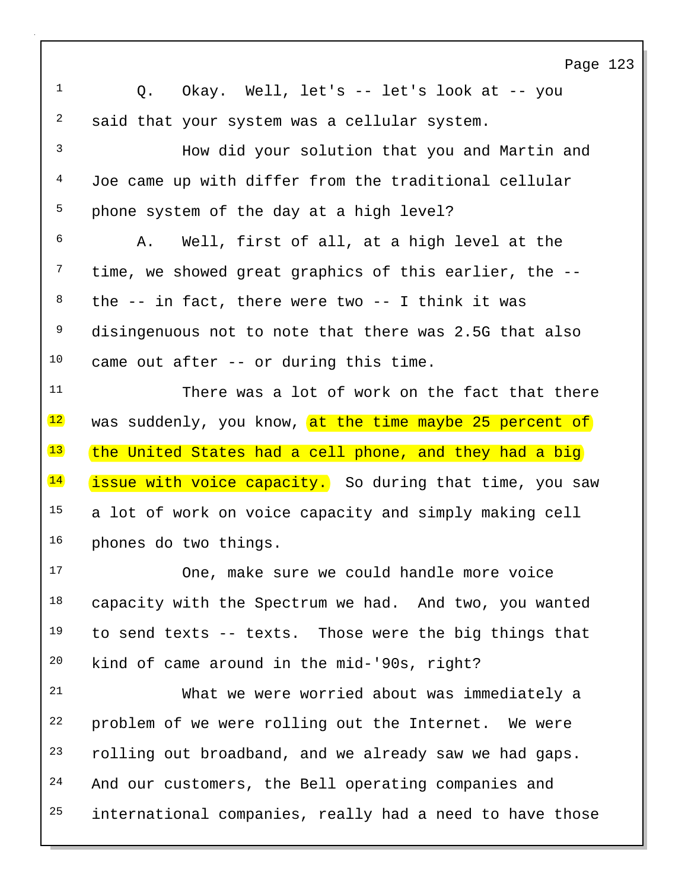Q. Okay. Well, let's -- let's look at -- you said that your system was a cellular system.

How did your solution that you and Martin and Joe came up with differ from the traditional cellular phone system of the day at a high level?

A. Well, first of all, at a high level at the time, we showed great graphics of this earlier, the -- the -- in fact, there were two -- I think it was disingenuous not to note that there was 2.5G that also came out after -- or during this time.

There was a lot of work on the fact that there was suddenly, you know, at the time maybe 25 percent of the United States had a cell phone, and they had a big issue with voice capacity. So during that time, you saw a lot of work on voice capacity and simply making cell phones do two things.

One, make sure we could handle more voice capacity with the Spectrum we had. And two, you wanted to send texts -- texts. Those were the big things that kind of came around in the mid-'90s, right?

What we were worried about was immediately a problem of we were rolling out the Internet. We were rolling out broadband, and we already saw we had gaps. And our customers, the Bell operating companies and international companies, really had a need to have those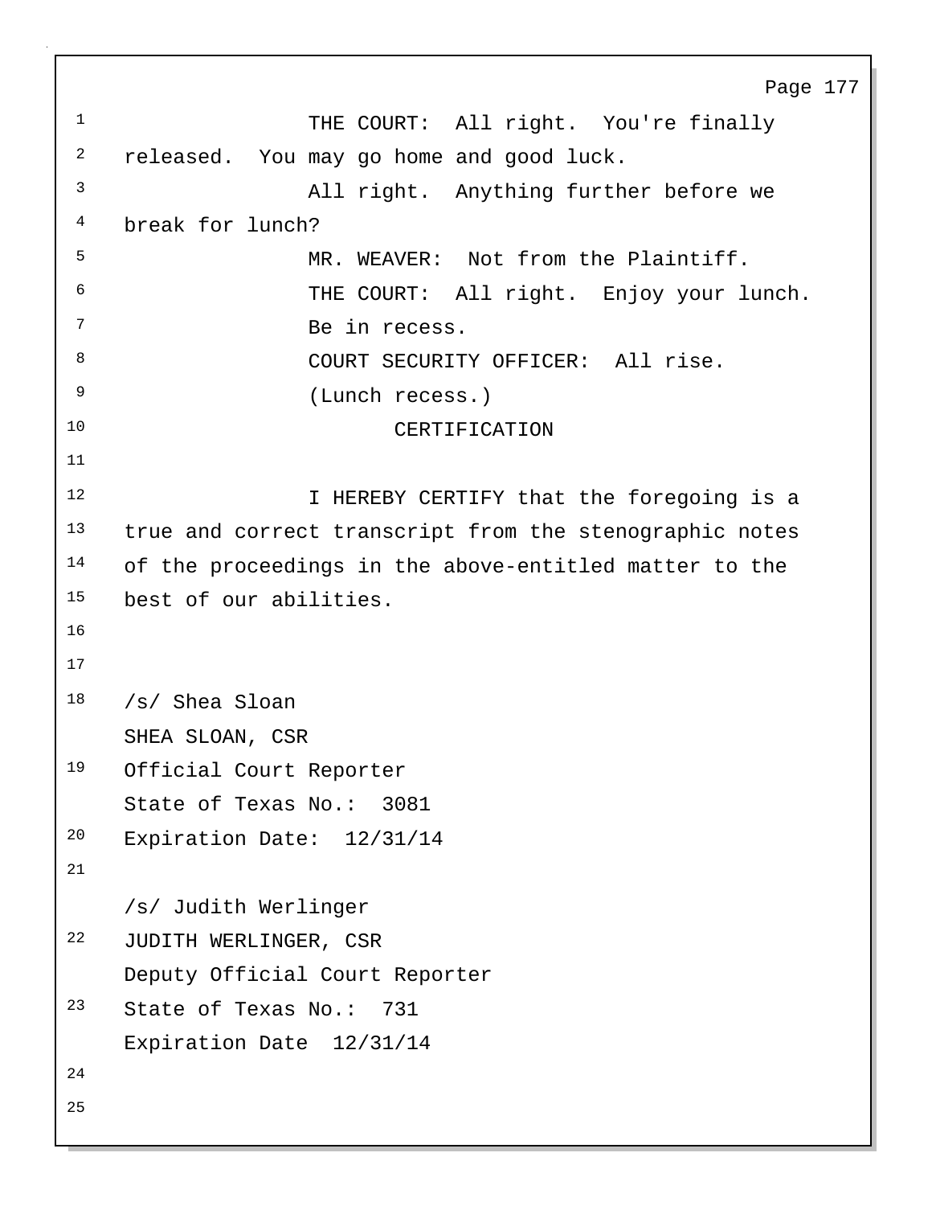THE COURT: All right. You're finally released. You may go home and good luck.

All right. Anything further before we break for lunch?

MR. WEAVER: Not from the Plaintiff.

THE COURT: All right. Enjoy your lunch.

Be in recess.

COURT SECURITY OFFICER: All rise.

(Lunch recess.)

CERTIFICATION

I HEREBY CERTIFY that the foregoing is a true and correct transcript from the stenographic notes of the proceedings in the above-entitled matter to the best of our abilities.

/s/ Shea Sloan
SHEA SLOAN, CSR
Official Court Reporter
State of Texas No.: 3081
Expiration Date: 12/31/14

/s/ Judith Werlinger
JUDITH WERLINGER, CSR
Deputy Official Court Reporter
State of Texas No.: 731
Expiration Date 12/31/14